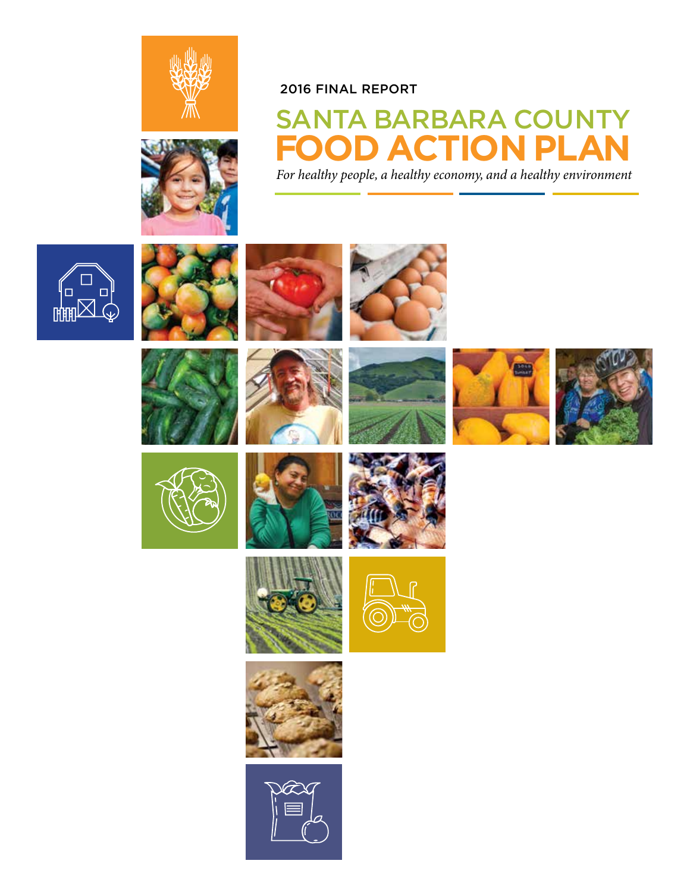2016 FINAL REPORT

# SANTA BARBARA COUNTY FOOD ACTION PLAN

*For healthy people, a healthy economy, and a healthy environment*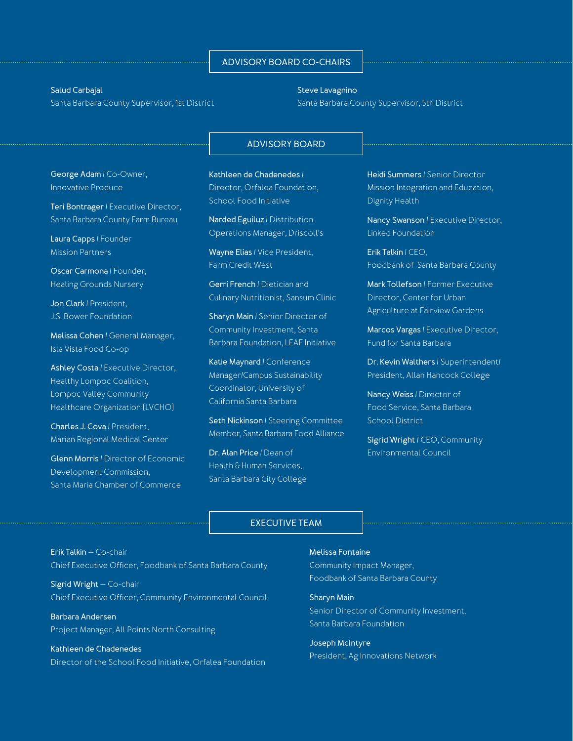## ADVISORY BOARD CO-CHAIRS

**Salud Carbajal**
Santa Barbara County Supervisor, 1st District

**Steve Lavagnino**
Santa Barbara County Supervisor, 5th District

## ADVISORY BOARD

**George Adam** / Co-Owner, Innovative Produce

**Teri Bontrager** / Executive Director, Santa Barbara County Farm Bureau

**Laura Capps** / Founder Mission Partners

**Oscar Carmona** / Founder, Healing Grounds Nursery

**Jon Clark** / President, J.S. Bower Foundation

**Melissa Cohen** / General Manager, Isla Vista Food Co-op

**Ashley Costa** / Executive Director, Healthy Lompoc Coalition, Lompoc Valley Community Healthcare Organization (LVCHO)

**Charles J. Cova** / President, Marian Regional Medical Center

**Glenn Morris** / Director of Economic Development Commission, Santa Maria Chamber of Commerce

**Kathleen de Chadenedes** / Director, Orfalea Foundation, School Food Initiative

**Narded Eguiluz** / Distribution Operations Manager, Driscoll's

**Wayne Elias** / Vice President, Farm Credit West

**Gerri French** / Dietician and Culinary Nutritionist, Sansum Clinic

**Sharyn Main** / Senior Director of Community Investment, Santa Barbara Foundation, LEAF Initiative

**Katie Maynard** / Conference Manager/Campus Sustainability Coordinator, University of California Santa Barbara

**Seth Nickinson** / Steering Committee Member, Santa Barbara Food Alliance

**Dr. Alan Price** / Dean of Health & Human Services, Santa Barbara City College

**Heidi Summers** / Senior Director Mission Integration and Education, Dignity Health

**Nancy Swanson** / Executive Director, Linked Foundation

**Erik Talkin** / CEO, Foodbank of Santa Barbara County

**Mark Tollefson** / Former Executive Director, Center for Urban Agriculture at Fairview Gardens

**Marcos Vargas** / Executive Director, Fund for Santa Barbara

**Dr. Kevin Walthers** / Superintendent/ President, Allan Hancock College

**Nancy Weiss** / Director of Food Service, Santa Barbara School District

**Sigrid Wright** / CEO, Community Environmental Council

## EXECUTIVE TEAM

**Erik Talkin** — Co-chair
Chief Executive Officer, Foodbank of Santa Barbara County

**Sigrid Wright** — Co-chair
Chief Executive Officer, Community Environmental Council

**Barbara Andersen**
Project Manager, All Points North Consulting

**Kathleen de Chadenedes**
Director of the School Food Initiative, Orfalea Foundation

**Melissa Fontaine**
Community Impact Manager, Foodbank of Santa Barbara County

**Sharyn Main**
Senior Director of Community Investment, Santa Barbara Foundation

**Joseph McIntyre**
President, Ag Innovations Network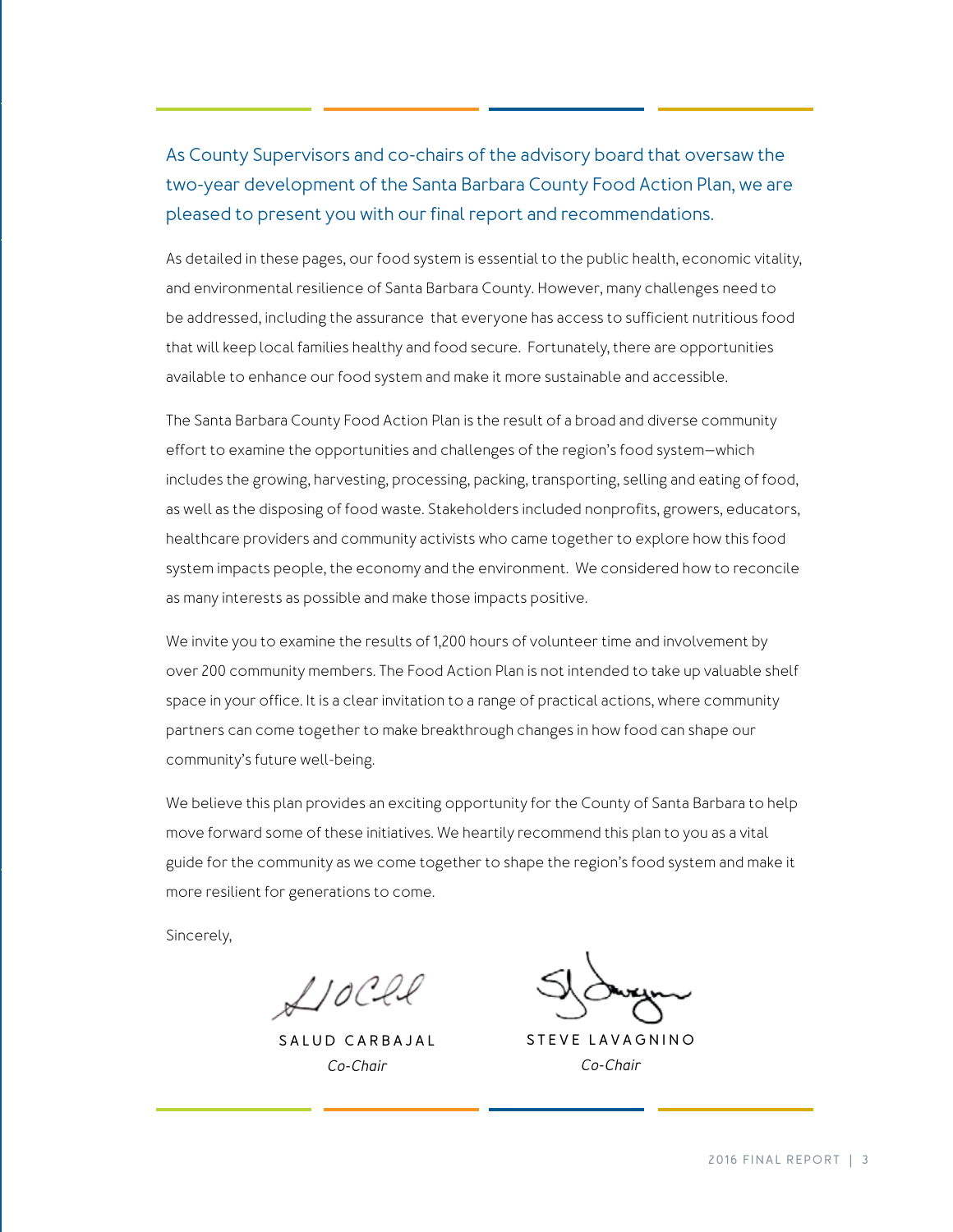As County Supervisors and co-chairs of the advisory board that oversaw the two-year development of the Santa Barbara County Food Action Plan, we are pleased to present you with our final report and recommendations.

As detailed in these pages, our food system is essential to the public health, economic vitality, and environmental resilience of Santa Barbara County. However, many challenges need to be addressed, including the assurance that everyone has access to sufficient nutritious food that will keep local families healthy and food secure. Fortunately, there are opportunities available to enhance our food system and make it more sustainable and accessible.

The Santa Barbara County Food Action Plan is the result of a broad and diverse community effort to examine the opportunities and challenges of the region's food system—which includes the growing, harvesting, processing, packing, transporting, selling and eating of food, as well as the disposing of food waste. Stakeholders included nonprofits, growers, educators, healthcare providers and community activists who came together to explore how this food system impacts people, the economy and the environment. We considered how to reconcile as many interests as possible and make those impacts positive.

We invite you to examine the results of 1,200 hours of volunteer time and involvement by over 200 community members. The Food Action Plan is not intended to take up valuable shelf space in your office. It is a clear invitation to a range of practical actions, where community partners can come together to make breakthrough changes in how food can shape our community's future well-being.

We believe this plan provides an exciting opportunity for the County of Santa Barbara to help move forward some of these initiatives. We heartily recommend this plan to you as a vital guide for the community as we come together to shape the region's food system and make it more resilient for generations to come.

Sincerely,

SALUD CARBAJAL
*Co-Chair*

STEVE LAVAGNINO
*Co-Chair*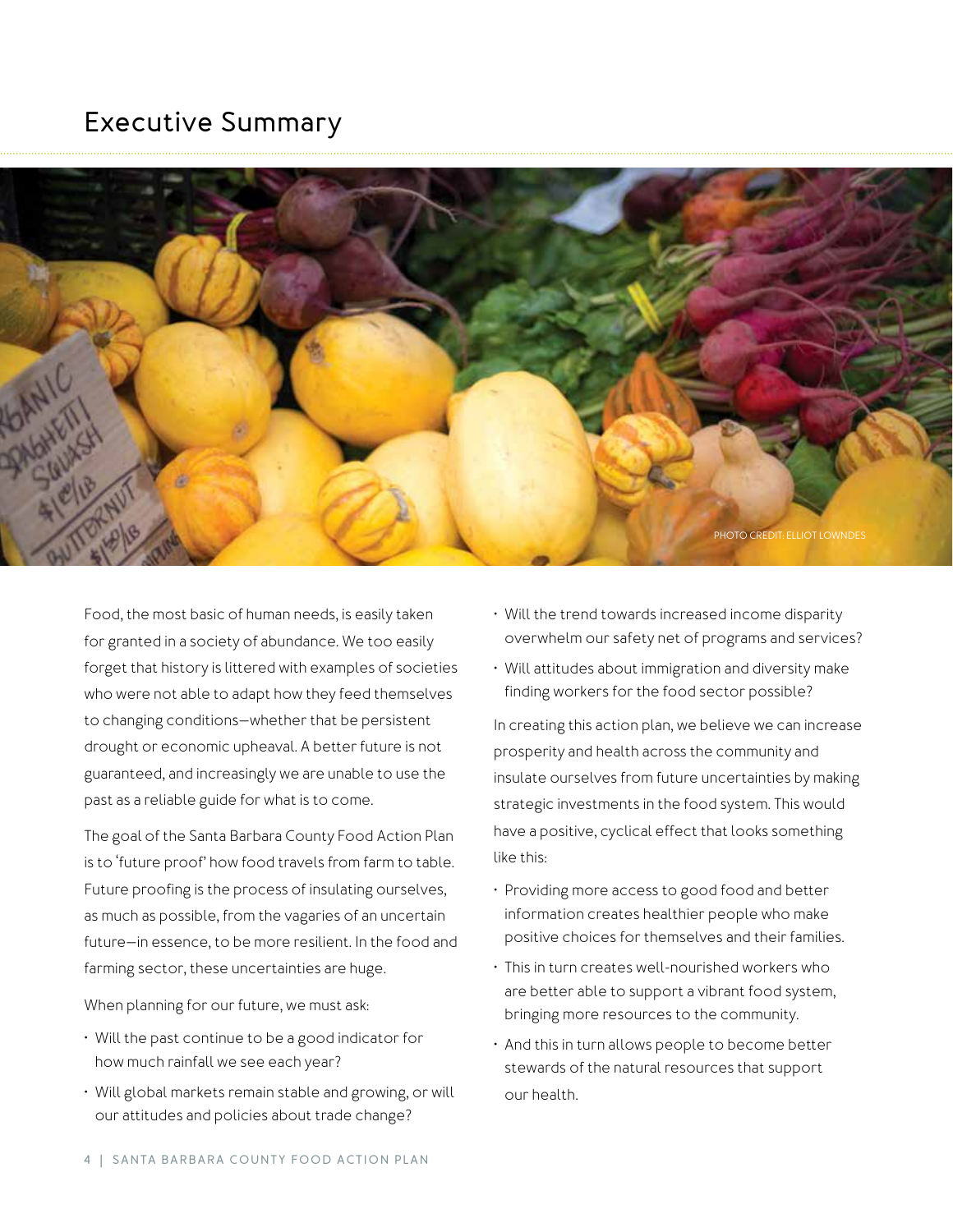# Executive Summary

PHOTO CREDIT: ELLIOT LOWNDES

Food, the most basic of human needs, is easily taken for granted in a society of abundance. We too easily forget that history is littered with examples of societies who were not able to adapt how they feed themselves to changing conditions—whether that be persistent drought or economic upheaval. A better future is not guaranteed, and increasingly we are unable to use the past as a reliable guide for what is to come.

The goal of the Santa Barbara County Food Action Plan is to 'future proof' how food travels from farm to table. Future proofing is the process of insulating ourselves, as much as possible, from the vagaries of an uncertain future—in essence, to be more resilient. In the food and farming sector, these uncertainties are huge.

When planning for our future, we must ask:

- Will the past continue to be a good indicator for how much rainfall we see each year?
- Will global markets remain stable and growing, or will our attitudes and policies about trade change?
- Will the trend towards increased income disparity overwhelm our safety net of programs and services?
- Will attitudes about immigration and diversity make finding workers for the food sector possible?

In creating this action plan, we believe we can increase prosperity and health across the community and insulate ourselves from future uncertainties by making strategic investments in the food system. This would have a positive, cyclical effect that looks something like this:

- Providing more access to good food and better information creates healthier people who make positive choices for themselves and their families.
- This in turn creates well-nourished workers who are better able to support a vibrant food system, bringing more resources to the community.
- And this in turn allows people to become better stewards of the natural resources that support our health.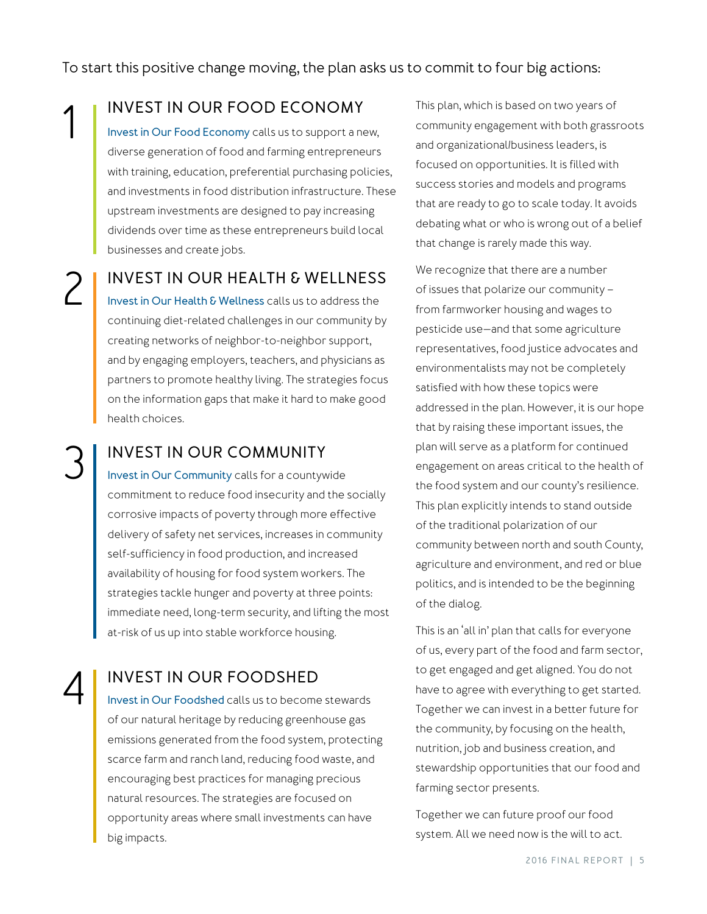To start this positive change moving, the plan asks us to commit to four big actions:

## 1 INVEST IN OUR FOOD ECONOMY

Invest in Our Food Economy calls us to support a new, diverse generation of food and farming entrepreneurs with training, education, preferential purchasing policies, and investments in food distribution infrastructure. These upstream investments are designed to pay increasing dividends over time as these entrepreneurs build local businesses and create jobs.

## 2 INVEST IN OUR HEALTH & WELLNESS

Invest in Our Health & Wellness calls us to address the continuing diet-related challenges in our community by creating networks of neighbor-to-neighbor support, and by engaging employers, teachers, and physicians as partners to promote healthy living. The strategies focus on the information gaps that make it hard to make good health choices.

## 3 INVEST IN OUR COMMUNITY

Invest in Our Community calls for a countywide commitment to reduce food insecurity and the socially corrosive impacts of poverty through more effective delivery of safety net services, increases in community self-sufficiency in food production, and increased availability of housing for food system workers. The strategies tackle hunger and poverty at three points: immediate need, long-term security, and lifting the most at-risk of us up into stable workforce housing.

## 4 INVEST IN OUR FOODSHED

Invest in Our Foodshed calls us to become stewards of our natural heritage by reducing greenhouse gas emissions generated from the food system, protecting scarce farm and ranch land, reducing food waste, and encouraging best practices for managing precious natural resources. The strategies are focused on opportunity areas where small investments can have big impacts.

This plan, which is based on two years of community engagement with both grassroots and organizational/business leaders, is focused on opportunities. It is filled with success stories and models and programs that are ready to go to scale today. It avoids debating what or who is wrong out of a belief that change is rarely made this way.

We recognize that there are a number of issues that polarize our community – from farmworker housing and wages to pesticide use—and that some agriculture representatives, food justice advocates and environmentalists may not be completely satisfied with how these topics were addressed in the plan. However, it is our hope that by raising these important issues, the plan will serve as a platform for continued engagement on areas critical to the health of the food system and our county's resilience. This plan explicitly intends to stand outside of the traditional polarization of our community between north and south County, agriculture and environment, and red or blue politics, and is intended to be the beginning of the dialog.

This is an 'all in' plan that calls for everyone of us, every part of the food and farm sector, to get engaged and get aligned. You do not have to agree with everything to get started. Together we can invest in a better future for the community, by focusing on the health, nutrition, job and business creation, and stewardship opportunities that our food and farming sector presents.

Together we can future proof our food system. All we need now is the will to act.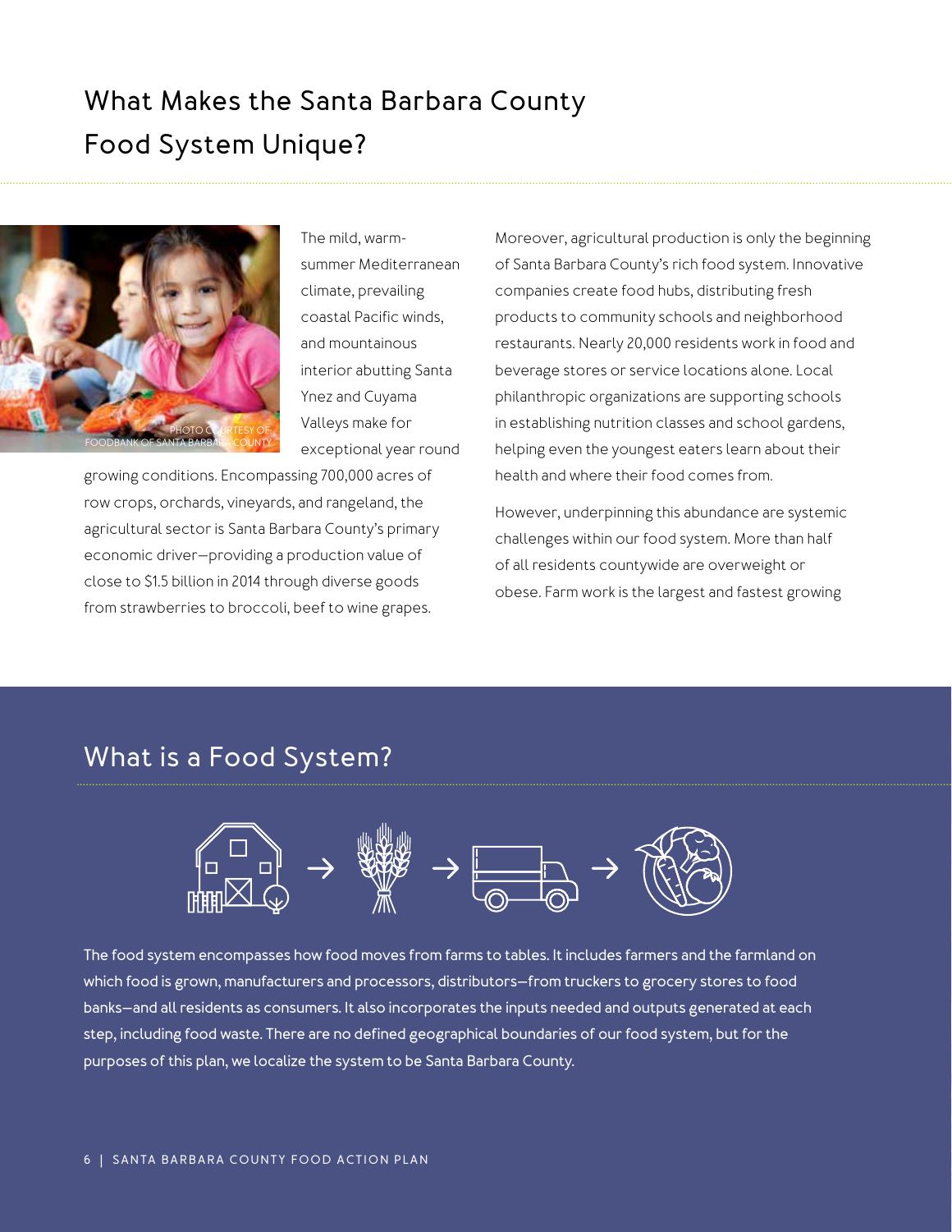# What Makes the Santa Barbara County Food System Unique?

PHOTO COURTESY OF: FOODBANK OF SANTA BARBARA COUNTY

The mild, warm-summer Mediterranean climate, prevailing coastal Pacific winds, and mountainous interior abutting Santa Ynez and Cuyama Valleys make for exceptional year round growing conditions. Encompassing 700,000 acres of row crops, orchards, vineyards, and rangeland, the agricultural sector is Santa Barbara County's primary economic driver—providing a production value of close to $1.5 billion in 2014 through diverse goods from strawberries to broccoli, beef to wine grapes.

Moreover, agricultural production is only the beginning of Santa Barbara County's rich food system. Innovative companies create food hubs, distributing fresh products to community schools and neighborhood restaurants. Nearly 20,000 residents work in food and beverage stores or service locations alone. Local philanthropic organizations are supporting schools in establishing nutrition classes and school gardens, helping even the youngest eaters learn about their health and where their food comes from.

However, underpinning this abundance are systemic challenges within our food system. More than half of all residents countywide are overweight or obese. Farm work is the largest and fastest growing

## What is a Food System?

The food system encompasses how food moves from farms to tables. It includes farmers and the farmland on which food is grown, manufacturers and processors, distributors—from truckers to grocery stores to food banks—and all residents as consumers. It also incorporates the inputs needed and outputs generated at each step, including food waste. There are no defined geographical boundaries of our food system, but for the purposes of this plan, we localize the system to be Santa Barbara County.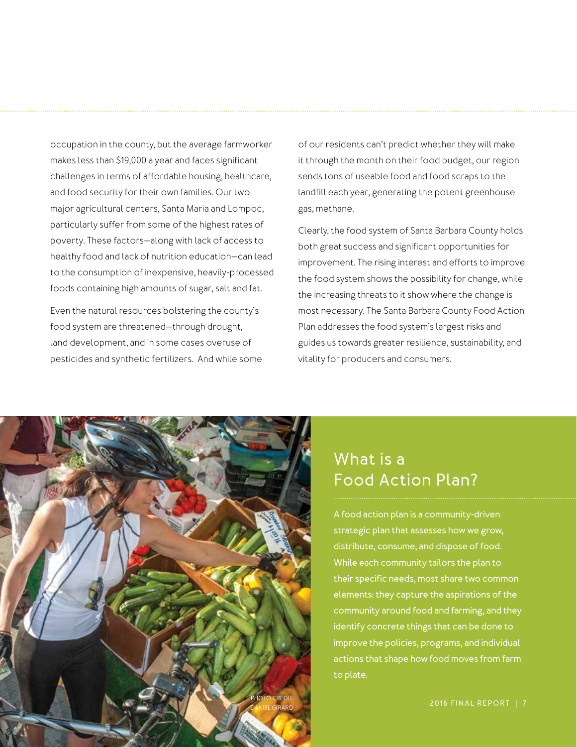occupation in the county, but the average farmworker makes less than $19,000 a year and faces significant challenges in terms of affordable housing, healthcare, and food security for their own families. Our two major agricultural centers, Santa Maria and Lompoc, particularly suffer from some of the highest rates of poverty. These factors—along with lack of access to healthy food and lack of nutrition education—can lead to the consumption of inexpensive, heavily-processed foods containing high amounts of sugar, salt and fat.

Even the natural resources bolstering the county's food system are threatened—through drought, land development, and in some cases overuse of pesticides and synthetic fertilizers. And while some of our residents can't predict whether they will make it through the month on their food budget, our region sends tons of useable food and food scraps to the landfill each year, generating the potent greenhouse gas, methane.

Clearly, the food system of Santa Barbara County holds both great success and significant opportunities for improvement. The rising interest and efforts to improve the food system shows the possibility for change, while the increasing threats to it show where the change is most necessary. The Santa Barbara County Food Action Plan addresses the food system's largest risks and guides us towards greater resilience, sustainability, and vitality for producers and consumers.

PHOTO CREDIT: DANIEL GIRARD

## What is a Food Action Plan?

A food action plan is a community-driven strategic plan that assesses how we grow, distribute, consume, and dispose of food. While each community tailors the plan to their specific needs, most share two common elements: they capture the aspirations of the community around food and farming, and they identify concrete things that can be done to improve the policies, programs, and individual actions that shape how food moves from farm to plate.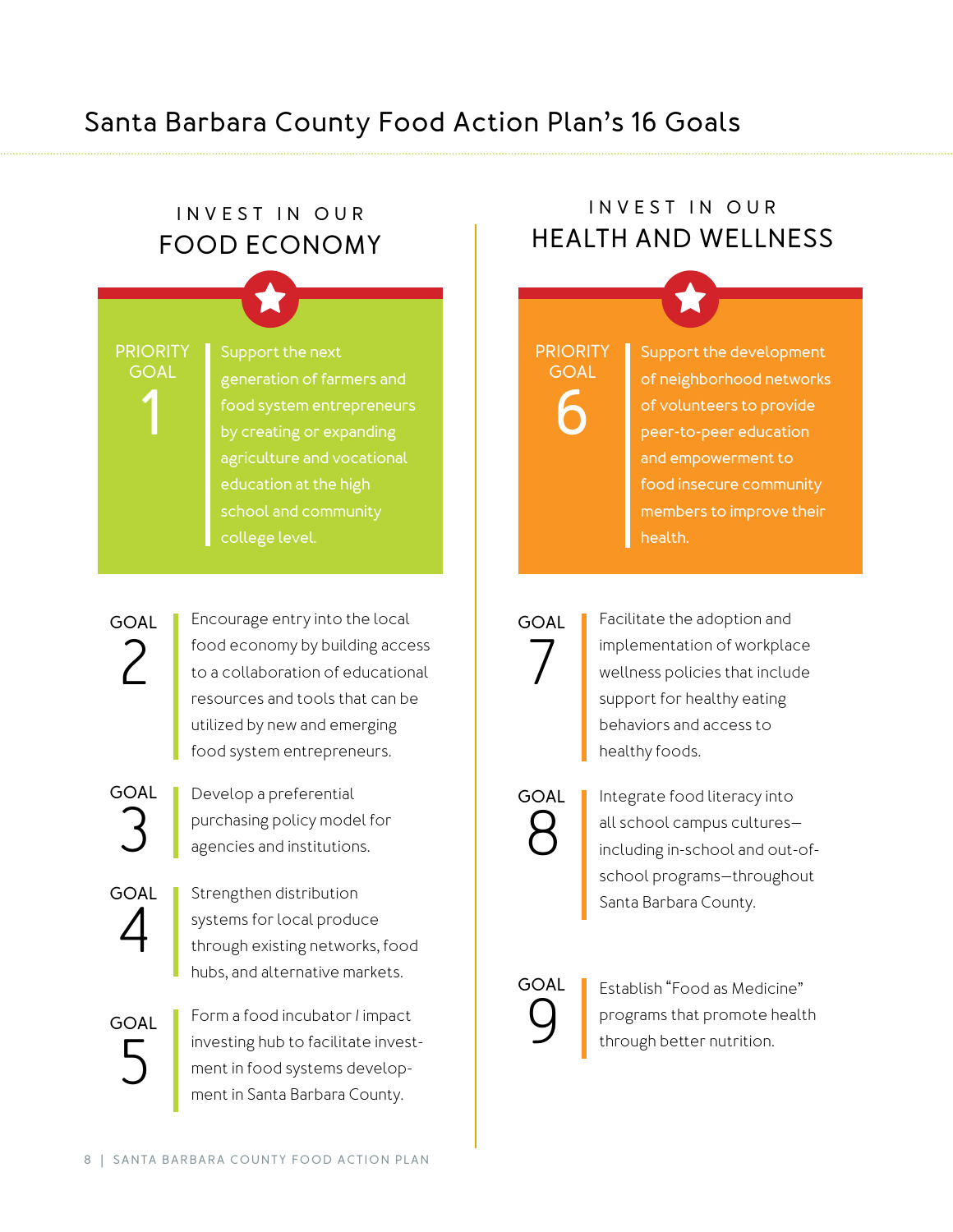# Santa Barbara County Food Action Plan's 16 Goals

## INVEST IN OUR FOOD ECONOMY

**PRIORITY GOAL 1**

Support the next generation of farmers and food system entrepreneurs by creating or expanding agriculture and vocational education at the high school and community college level.

**GOAL 2**

Encourage entry into the local food economy by building access to a collaboration of educational resources and tools that can be utilized by new and emerging food system entrepreneurs.

**GOAL 3**

Develop a preferential purchasing policy model for agencies and institutions.

**GOAL 4**

Strengthen distribution systems for local produce through existing networks, food hubs, and alternative markets.

**GOAL 5**

Form a food incubator / impact investing hub to facilitate investment in food systems development in Santa Barbara County.

## INVEST IN OUR HEALTH AND WELLNESS

**PRIORITY GOAL 6**

Support the development of neighborhood networks of volunteers to provide peer-to-peer education and empowerment to food insecure community members to improve their health.

**GOAL 7**

Facilitate the adoption and implementation of workplace wellness policies that include support for healthy eating behaviors and access to healthy foods.

**GOAL 8**

Integrate food literacy into all school campus cultures—including in-school and out-of-school programs—throughout Santa Barbara County.

**GOAL 9**

Establish "Food as Medicine" programs that promote health through better nutrition.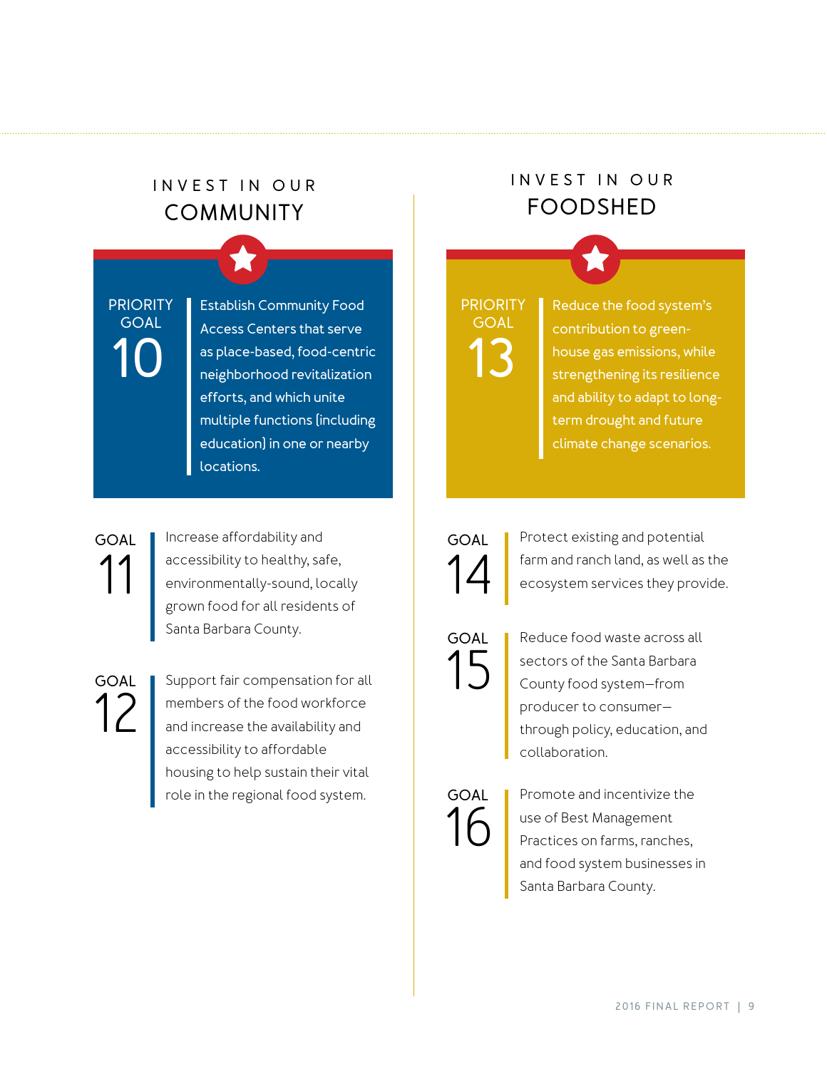## INVEST IN OUR COMMUNITY

**PRIORITY GOAL 10**

Establish Community Food Access Centers that serve as place-based, food-centric neighborhood revitalization efforts, and which unite multiple functions (including education) in one or nearby locations.

**GOAL 11**

Increase affordability and accessibility to healthy, safe, environmentally-sound, locally grown food for all residents of Santa Barbara County.

**GOAL 12**

Support fair compensation for all members of the food workforce and increase the availability and accessibility to affordable housing to help sustain their vital role in the regional food system.

## INVEST IN OUR FOODSHED

**PRIORITY GOAL 13**

Reduce the food system's contribution to green-house gas emissions, while strengthening its resilience and ability to adapt to long-term drought and future climate change scenarios.

**GOAL 14**

Protect existing and potential farm and ranch land, as well as the ecosystem services they provide.

**GOAL 15**

Reduce food waste across all sectors of the Santa Barbara County food system—from producer to consumer—through policy, education, and collaboration.

**GOAL 16**

Promote and incentivize the use of Best Management Practices on farms, ranches, and food system businesses in Santa Barbara County.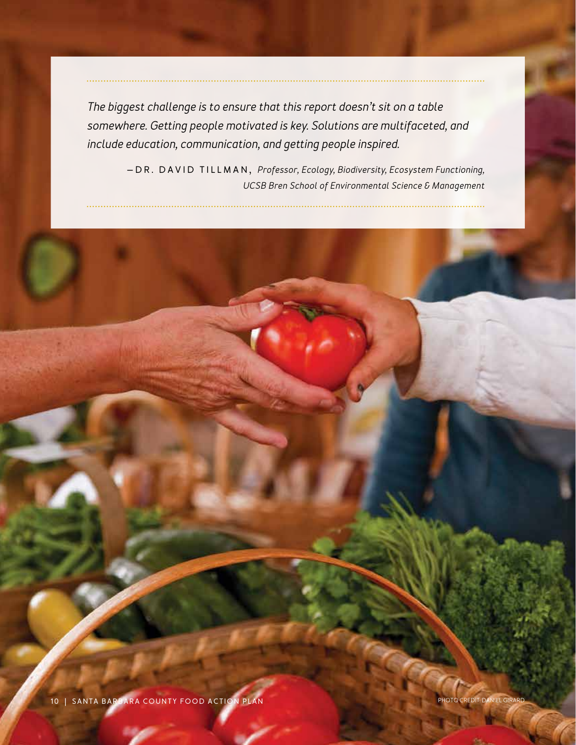*The biggest challenge is to ensure that this report doesn't sit on a table somewhere. Getting people motivated is key. Solutions are multifaceted, and include education, communication, and getting people inspired.*

—DR. DAVID TILLMAN, *Professor, Ecology, Biodiversity, Ecosystem Functioning, UCSB Bren School of Environmental Science & Management*

PHOTO CREDIT: DANIEL GIRARD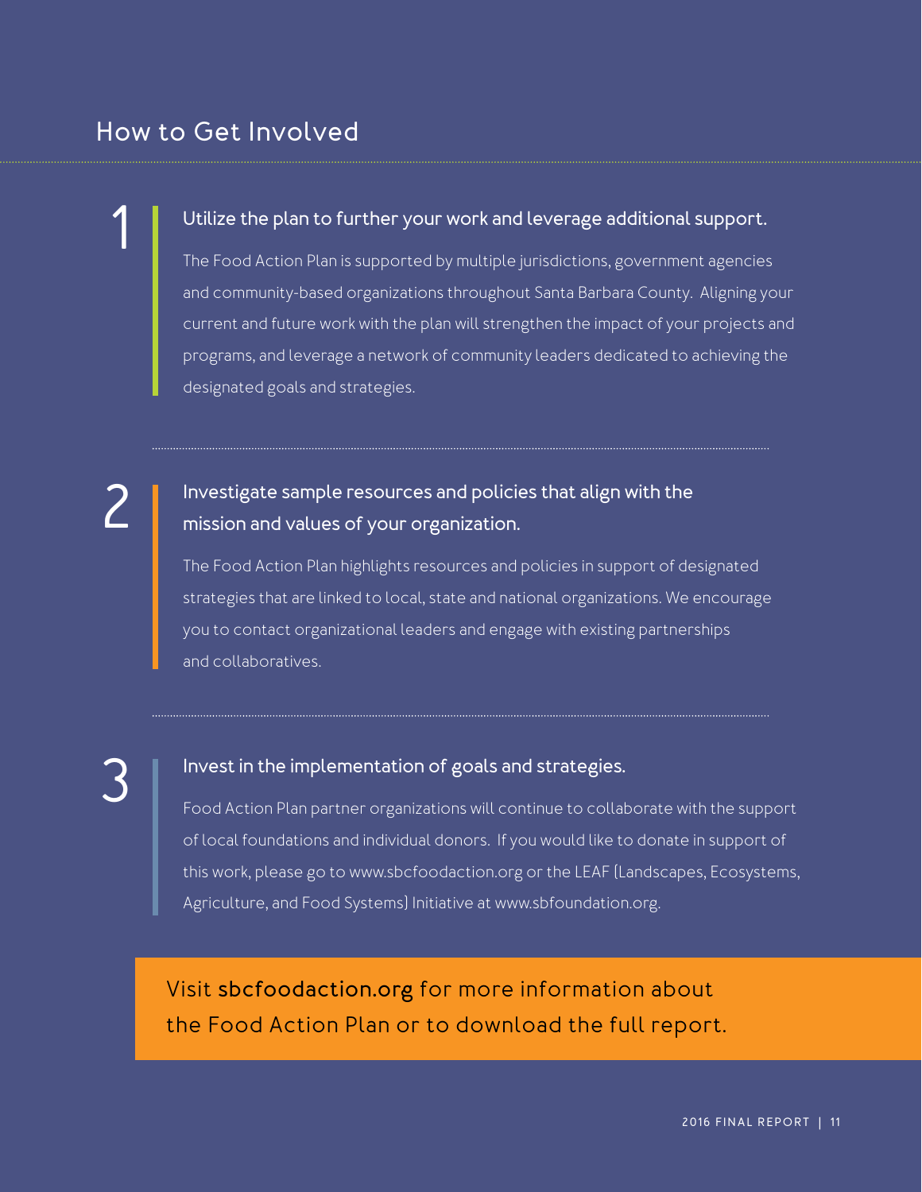## How to Get Involved

1. **Utilize the plan to further your work and leverage additional support.**

   The Food Action Plan is supported by multiple jurisdictions, government agencies and community-based organizations throughout Santa Barbara County. Aligning your current and future work with the plan will strengthen the impact of your projects and programs, and leverage a network of community leaders dedicated to achieving the designated goals and strategies.

2. **Investigate sample resources and policies that align with the mission and values of your organization.**

   The Food Action Plan highlights resources and policies in support of designated strategies that are linked to local, state and national organizations. We encourage you to contact organizational leaders and engage with existing partnerships and collaboratives.

3. **Invest in the implementation of goals and strategies.**

   Food Action Plan partner organizations will continue to collaborate with the support of local foundations and individual donors. If you would like to donate in support of this work, please go to www.sbcfoodaction.org or the LEAF (Landscapes, Ecosystems, Agriculture, and Food Systems) Initiative at www.sbfoundation.org.

Visit **sbcfoodaction.org** for more information about the Food Action Plan or to download the full report.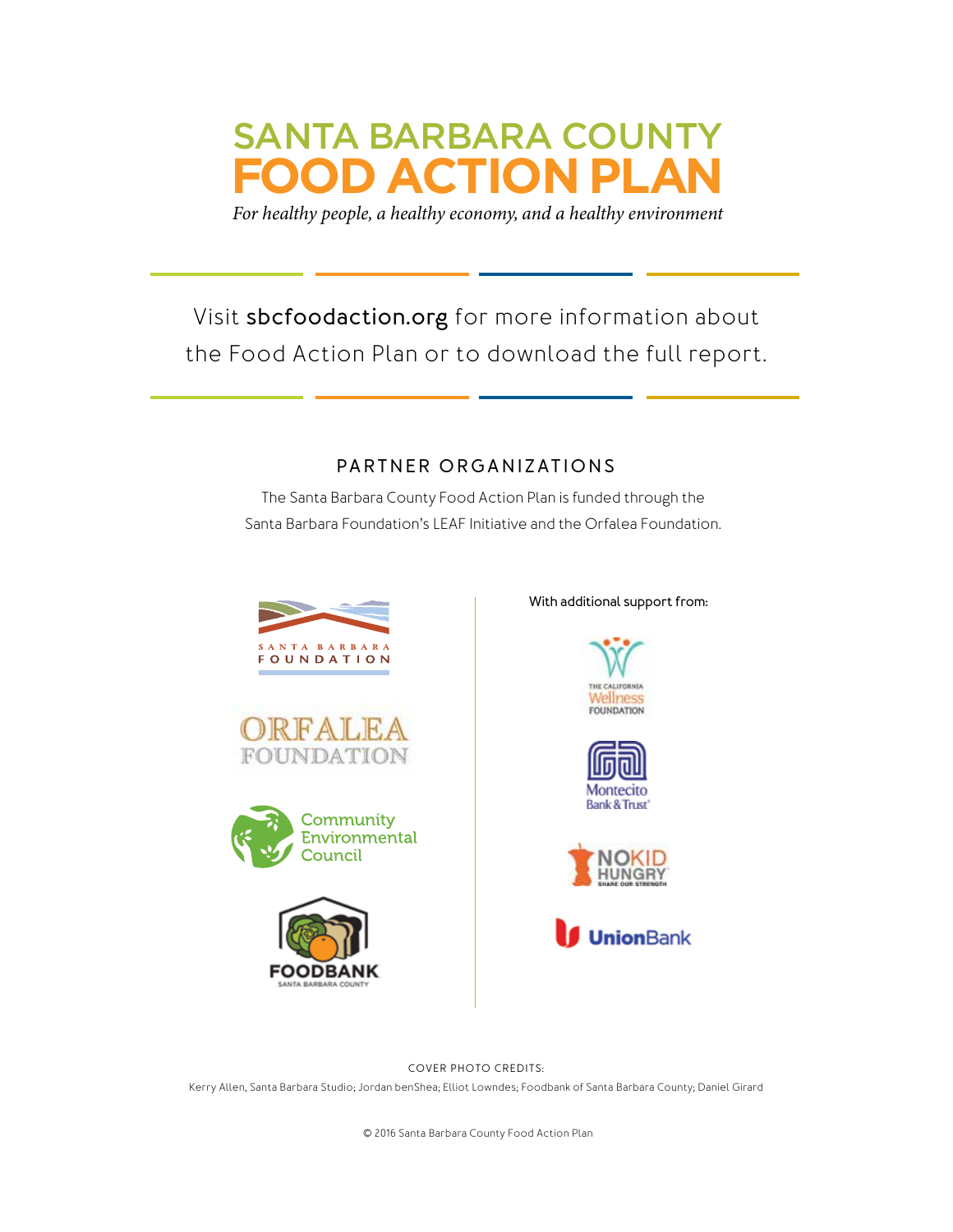# SANTA BARBARA COUNTY FOOD ACTION PLAN

*For healthy people, a healthy economy, and a healthy environment*

Visit **sbcfoodaction.org** for more information about the Food Action Plan or to download the full report.

## PARTNER ORGANIZATIONS

The Santa Barbara County Food Action Plan is funded through the Santa Barbara Foundation's LEAF Initiative and the Orfalea Foundation.

SANTA BARBARA FOUNDATION

ORFALEA FOUNDATION

Community Environmental Council

FOODBANK SANTA BARBARA COUNTY

With additional support from:

THE CALIFORNIA Wellness FOUNDATION

Montecito Bank & Trust

NO KID HUNGRY SHARE OUR STRENGTH

UnionBank

COVER PHOTO CREDITS:

Kerry Allen, Santa Barbara Studio; Jordan benShea; Elliot Lowndes; Foodbank of Santa Barbara County; Daniel Girard

© 2016 Santa Barbara County Food Action Plan